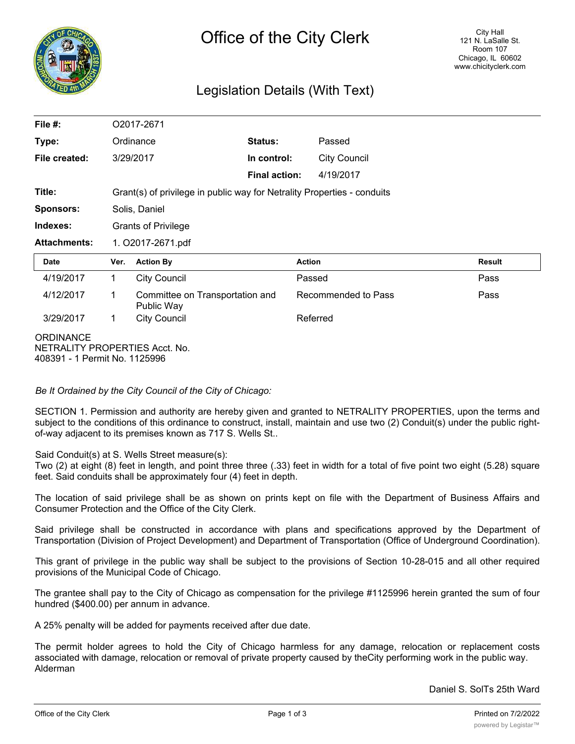# Office of the City Clerk

City Hall
121 N. LaSalle St.
Room 107
Chicago, IL 60602
www.chicityclerk.com

## Legislation Details (With Text)

| | | | |
|---|---|---|---|
| **File #:** | O2017-2671 | | |
| **Type:** | Ordinance | **Status:** | Passed |
| **File created:** | 3/29/2017 | **In control:** | City Council |
| | | **Final action:** | 4/19/2017 |
| **Title:** | Grant(s) of privilege in public way for Netrality Properties - conduits | | |
| **Sponsors:** | Solis, Daniel | | |
| **Indexes:** | Grants of Privilege | | |
| **Attachments:** | 1. O2017-2671.pdf | | |

| Date | Ver. | Action By | Action | Result |
|---|---|---|---|---|
| 4/19/2017 | 1 | City Council | Passed | Pass |
| 4/12/2017 | 1 | Committee on Transportation and Public Way | Recommended to Pass | Pass |
| 3/29/2017 | 1 | City Council | Referred | |

ORDINANCE
NETRALITY PROPERTIES Acct. No.
408391 - 1 Permit No. 1125996

*Be It Ordained by the City Council of the City of Chicago:*

SECTION 1. Permission and authority are hereby given and granted to NETRALITY PROPERTIES, upon the terms and subject to the conditions of this ordinance to construct, install, maintain and use two (2) Conduit(s) under the public right-of-way adjacent to its premises known as 717 S. Wells St..

Said Conduit(s) at S. Wells Street measure(s):
Two (2) at eight (8) feet in length, and point three three (.33) feet in width for a total of five point two eight (5.28) square feet. Said conduits shall be approximately four (4) feet in depth.

The location of said privilege shall be as shown on prints kept on file with the Department of Business Affairs and Consumer Protection and the Office of the City Clerk.

Said privilege shall be constructed in accordance with plans and specifications approved by the Department of Transportation (Division of Project Development) and Department of Transportation (Office of Underground Coordination).

This grant of privilege in the public way shall be subject to the provisions of Section 10-28-015 and all other required provisions of the Municipal Code of Chicago.

The grantee shall pay to the City of Chicago as compensation for the privilege #1125996 herein granted the sum of four hundred ($400.00) per annum in advance.

A 25% penalty will be added for payments received after due date.

The permit holder agrees to hold the City of Chicago harmless for any damage, relocation or replacement costs associated with damage, relocation or removal of private property caused by theCity performing work in the public way.
Alderman

Daniel S. SolTs 25th Ward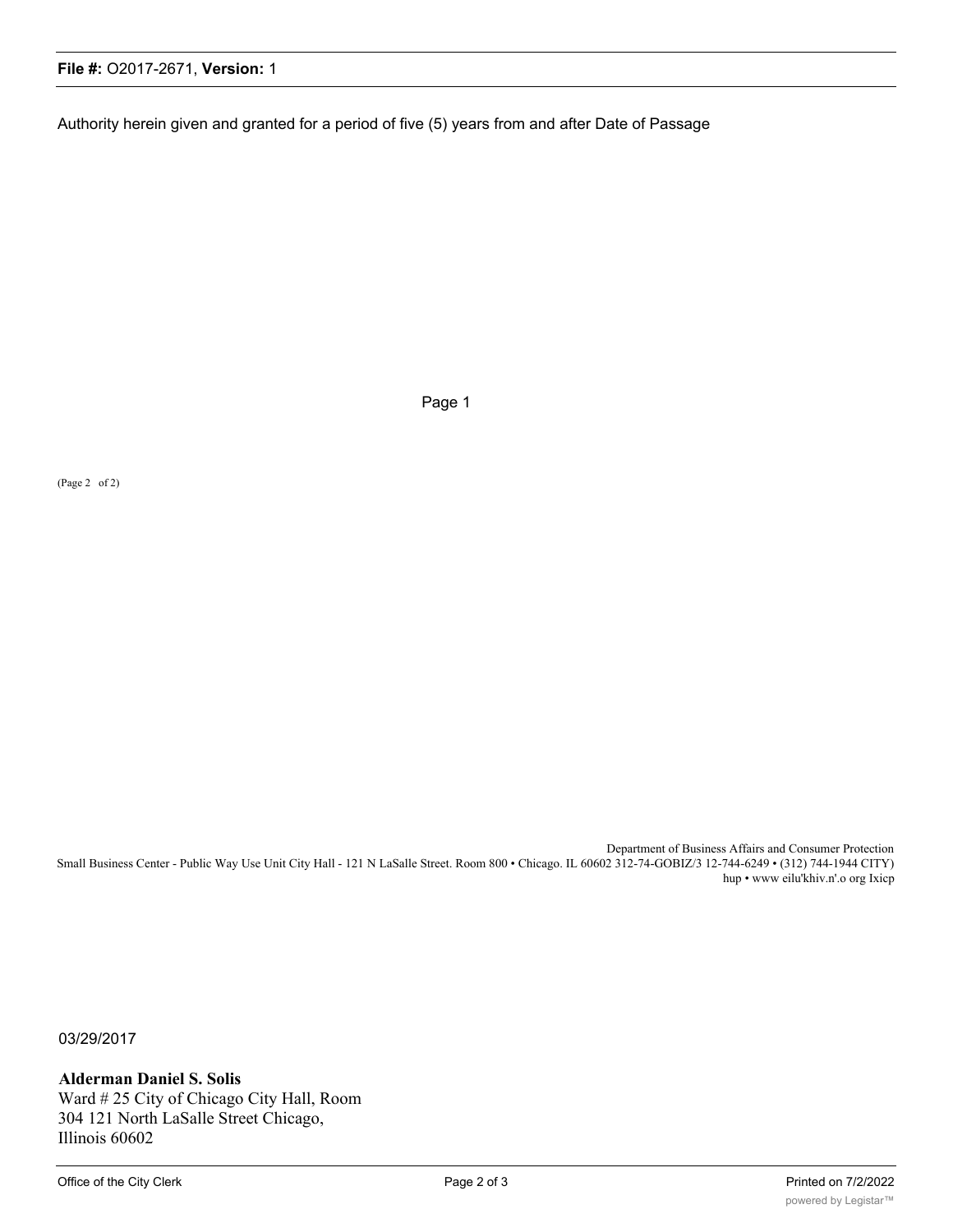Authority herein given and granted for a period of five (5) years from and after Date of Passage

Page 1

(Page 2 of 2)

Department of Business Affairs and Consumer Protection
Small Business Center - Public Way Use Unit City Hall - 121 N LaSalle Street. Room 800 • Chicago. IL 60602 312-74-GOBIZ/3 12-744-6249 • (312) 744-1944 CITY)
hup • www eilu'khiv.n'.o org Ixicp

03/29/2017

**Alderman Daniel S. Solis**
Ward # 25 City of Chicago City Hall, Room 304 121 North LaSalle Street Chicago, Illinois 60602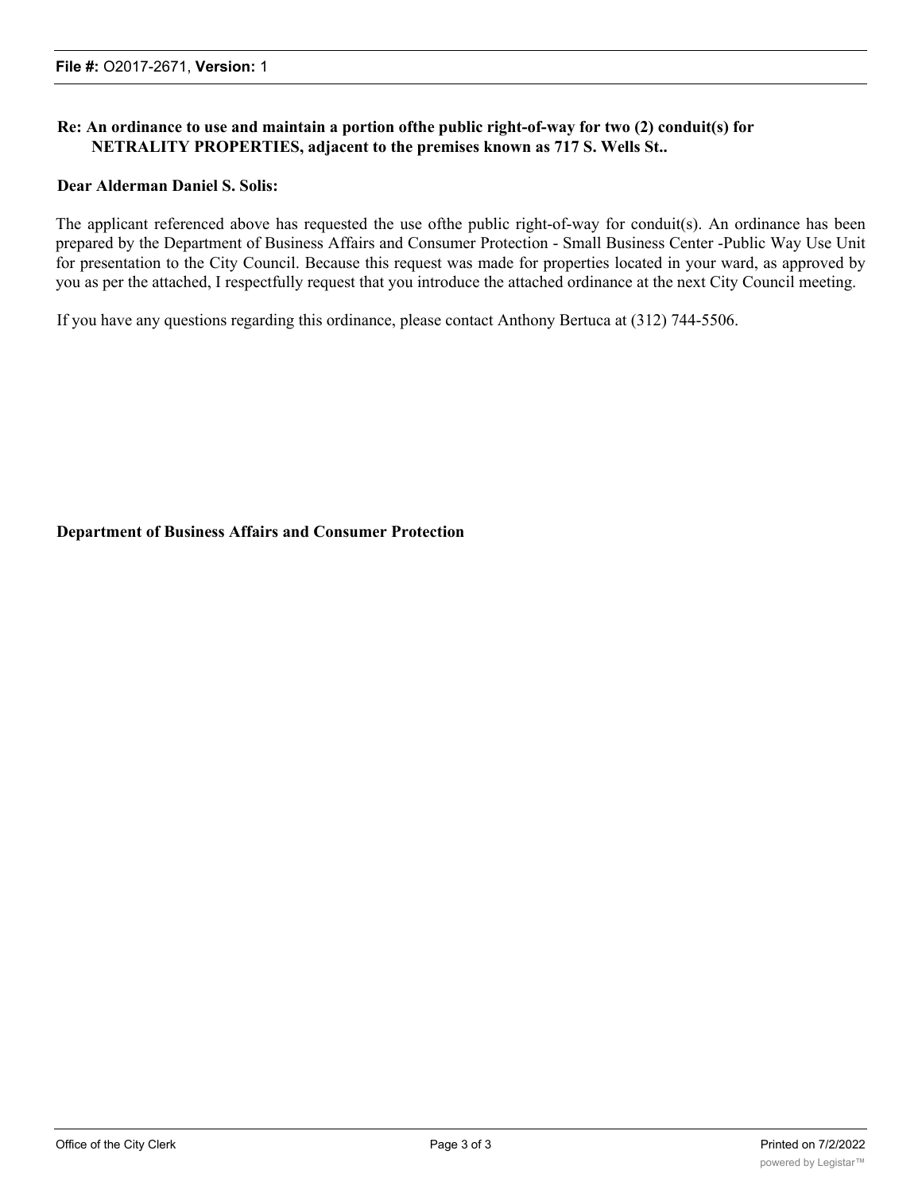**Re: An ordinance to use and maintain a portion ofthe public right-of-way for two (2) conduit(s) for NETRALITY PROPERTIES, adjacent to the premises known as 717 S. Wells St..**

**Dear Alderman Daniel S. Solis:**

The applicant referenced above has requested the use ofthe public right-of-way for conduit(s). An ordinance has been prepared by the Department of Business Affairs and Consumer Protection - Small Business Center -Public Way Use Unit for presentation to the City Council. Because this request was made for properties located in your ward, as approved by you as per the attached, I respectfully request that you introduce the attached ordinance at the next City Council meeting.

If you have any questions regarding this ordinance, please contact Anthony Bertuca at (312) 744-5506.

**Department of Business Affairs and Consumer Protection**